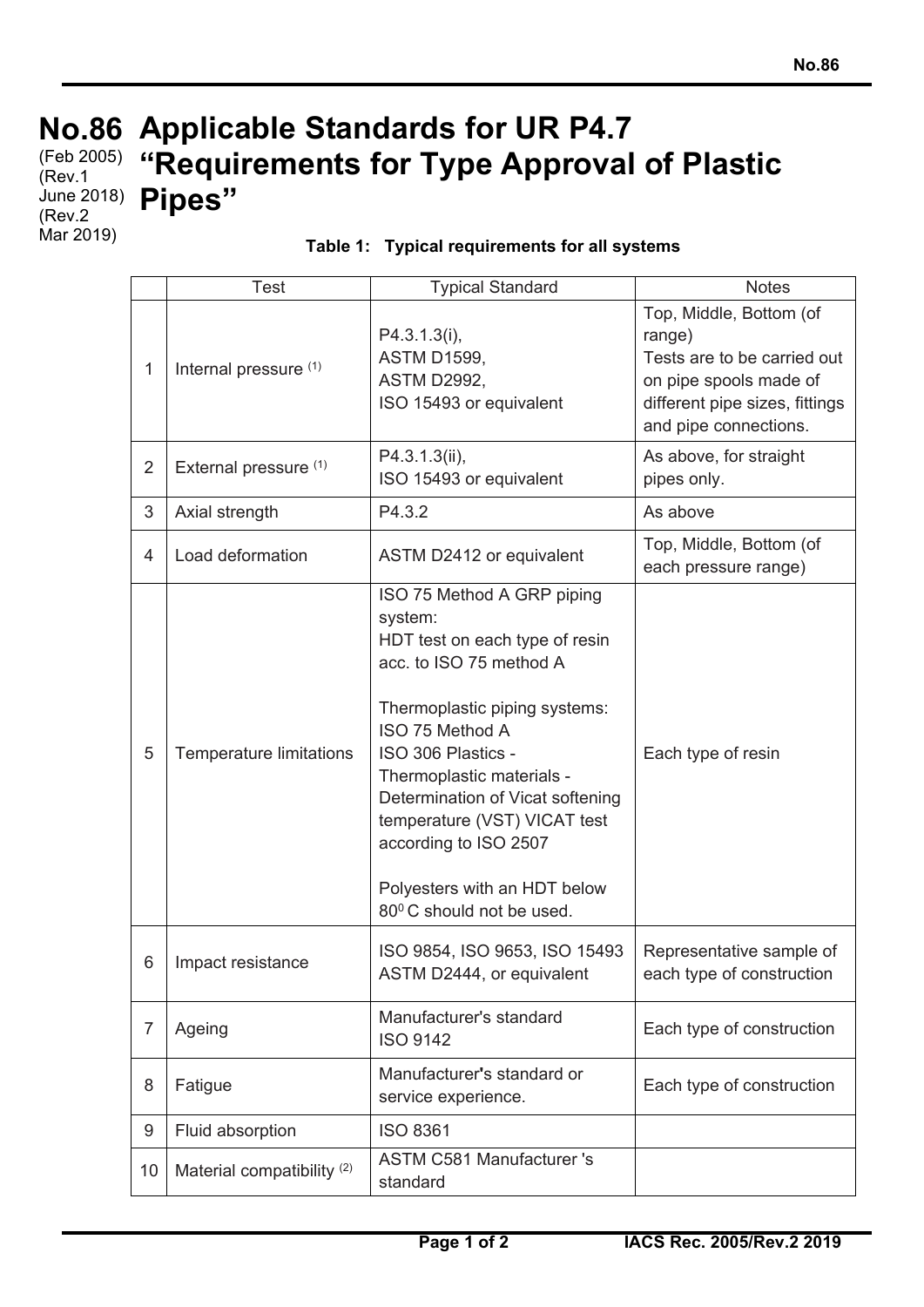# No.86 Applicable Standards for UR P4.7 "Requirements for Type Approval of Plastic Pipes"

(Feb 2005)
(Rev.1 June 2018)
(Rev.2 Mar 2019)

**Table 1: Typical requirements for all systems**

| | Test | Typical Standard | Notes |
|---|---|---|---|
| 1 | Internal pressure (1) | P4.3.1.3(i), ASTM D1599, ASTM D2992, ISO 15493 or equivalent | Top, Middle, Bottom (of range) Tests are to be carried out on pipe spools made of different pipe sizes, fittings and pipe connections. |
| 2 | External pressure (1) | P4.3.1.3(ii), ISO 15493 or equivalent | As above, for straight pipes only. |
| 3 | Axial strength | P4.3.2 | As above |
| 4 | Load deformation | ASTM D2412 or equivalent | Top, Middle, Bottom (of each pressure range) |
| 5 | Temperature limitations | ISO 75 Method A GRP piping system: HDT test on each type of resin acc. to ISO 75 method A<br><br>Thermoplastic piping systems: ISO 75 Method A ISO 306 Plastics - Thermoplastic materials - Determination of Vicat softening temperature (VST) VICAT test according to ISO 2507<br><br>Polyesters with an HDT below $80^0$ C should not be used. | Each type of resin |
| 6 | Impact resistance | ISO 9854, ISO 9653, ISO 15493 ASTM D2444, or equivalent | Representative sample of each type of construction |
| 7 | Ageing | Manufacturer's standard ISO 9142 | Each type of construction |
| 8 | Fatigue | Manufacturer's standard or service experience. | Each type of construction |
| 9 | Fluid absorption | ISO 8361 | |
| 10 | Material compatibility (2) | ASTM C581 Manufacturer 's standard | |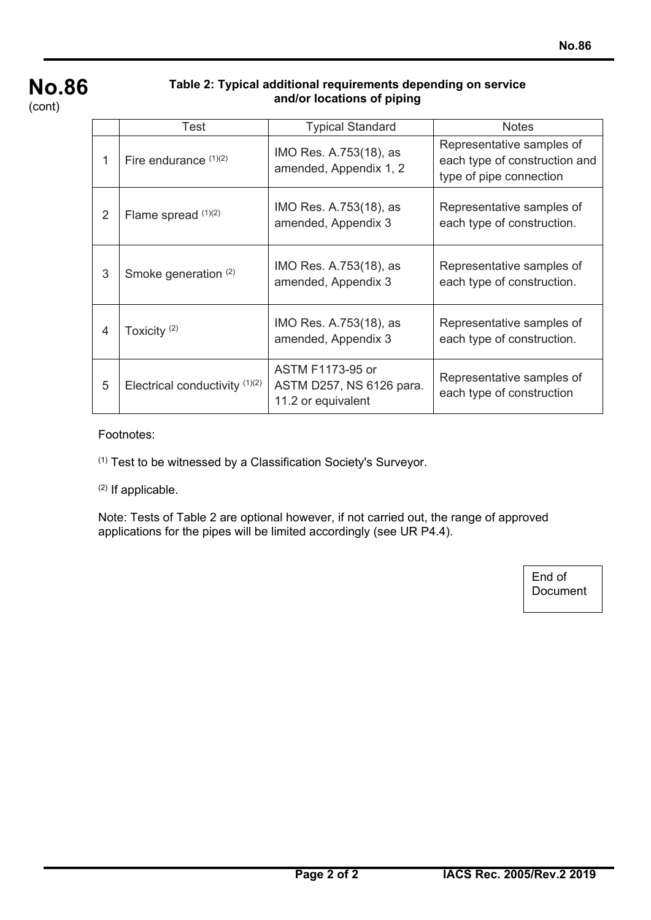**No.86** (cont)

**Table 2: Typical additional requirements depending on service and/or locations of piping**

| | Test | Typical Standard | Notes |
|---|---|---|---|
| 1 | Fire endurance [1][2] | IMO Res. A.753(18), as amended, Appendix 1, 2 | Representative samples of each type of construction and type of pipe connection |
| 2 | Flame spread [1][2] | IMO Res. A.753(18), as amended, Appendix 3 | Representative samples of each type of construction. |
| 3 | Smoke generation [2] | IMO Res. A.753(18), as amended, Appendix 3 | Representative samples of each type of construction. |
| 4 | Toxicity [2] | IMO Res. A.753(18), as amended, Appendix 3 | Representative samples of each type of construction. |
| 5 | Electrical conductivity [1][2] | ASTM F1173-95 or ASTM D257, NS 6126 para. 11.2 or equivalent | Representative samples of each type of construction |

Footnotes:

[1] Test to be witnessed by a Classification Society's Surveyor.

[2] If applicable.

Note: Tests of Table 2 are optional however, if not carried out, the range of approved applications for the pipes will be limited accordingly (see UR P4.4).

End of Document